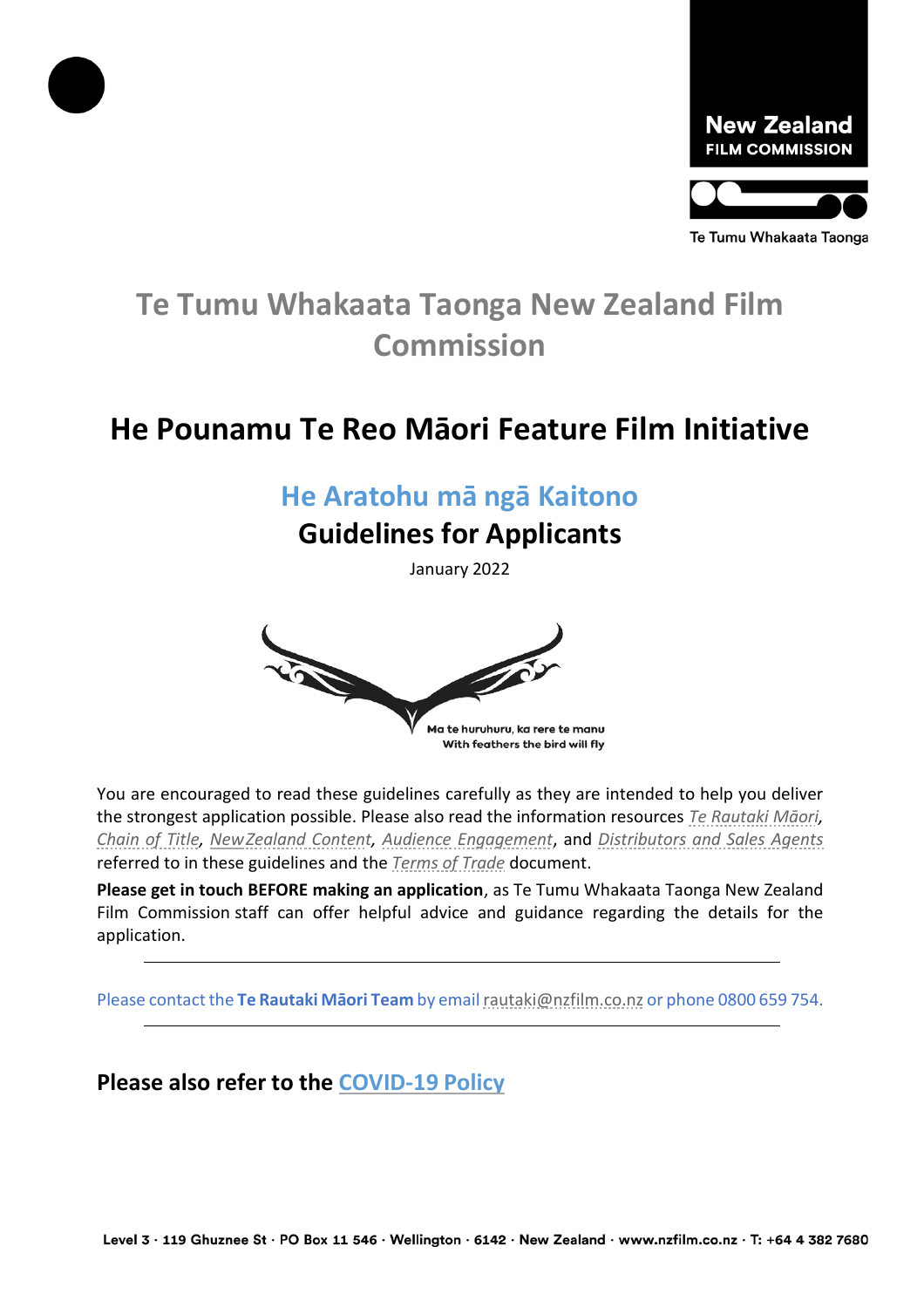New Zealand FILM COMMISSION

Te Tumu Whakaata Taonga

# Te Tumu Whakaata Taonga New Zealand Film Commission

# He Pounamu Te Reo Māori Feature Film Initiative

## He Aratohu mā ngā Kaitono

## Guidelines for Applicants

January 2022

Ma te huruhuru, ka rere te manu
With feathers the bird will fly

You are encouraged to read these guidelines carefully as they are intended to help you deliver the strongest application possible. Please also read the information resources *Te Rautaki Māori*, *Chain of Title*, *New Zealand Content*, *Audience Engagement*, and *Distributors and Sales Agents* referred to in these guidelines and the *Terms of Trade* document.

**Please get in touch BEFORE making an application**, as Te Tumu Whakaata Taonga New Zealand Film Commission staff can offer helpful advice and guidance regarding the details for the application.

---

Please contact the **Te Rautaki Māori Team** by email rautaki@nzfilm.co.nz or phone 0800 659 754.

---

### Please also refer to the COVID-19 Policy

Level 3 · 119 Ghuznee St · PO Box 11 546 · Wellington · 6142 · New Zealand · www.nzfilm.co.nz · T: +64 4 382 7680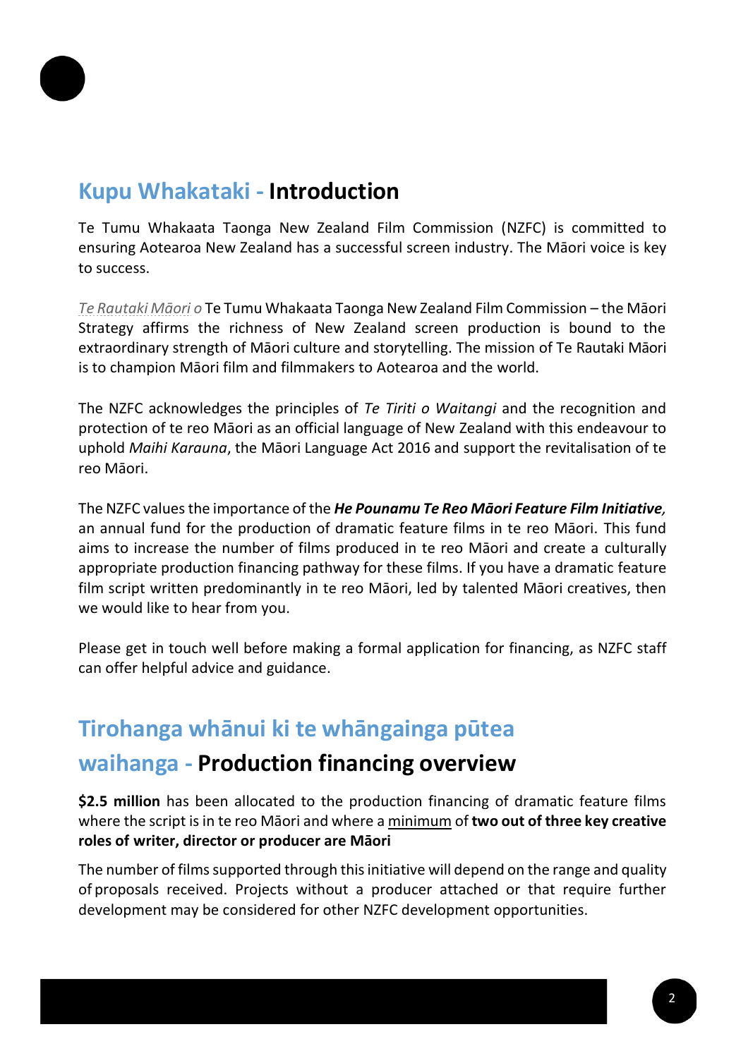## Kupu Whakataki - **Introduction**

Te Tumu Whakaata Taonga New Zealand Film Commission (NZFC) is committed to ensuring Aotearoa New Zealand has a successful screen industry. The Māori voice is key to success.

*Te Rautaki Māori o* Te Tumu Whakaata Taonga New Zealand Film Commission – the Māori Strategy affirms the richness of New Zealand screen production is bound to the extraordinary strength of Māori culture and storytelling. The mission of Te Rautaki Māori is to champion Māori film and filmmakers to Aotearoa and the world.

The NZFC acknowledges the principles of *Te Tiriti o Waitangi* and the recognition and protection of te reo Māori as an official language of New Zealand with this endeavour to uphold *Maihi Karauna*, the Māori Language Act 2016 and support the revitalisation of te reo Māori.

The NZFC values the importance of the ***He Pounamu Te Reo Māori Feature Film Initiative,*** an annual fund for the production of dramatic feature films in te reo Māori. This fund aims to increase the number of films produced in te reo Māori and create a culturally appropriate production financing pathway for these films. If you have a dramatic feature film script written predominantly in te reo Māori, led by talented Māori creatives, then we would like to hear from you.

Please get in touch well before making a formal application for financing, as NZFC staff can offer helpful advice and guidance.

## Tirohanga whānui ki te whāngainga pūtea waihanga - **Production financing overview**

**$2.5 million** has been allocated to the production financing of dramatic feature films where the script is in te reo Māori and where a minimum of **two out of three key creative roles of writer, director or producer are Māori**

The number of films supported through this initiative will depend on the range and quality of proposals received. Projects without a producer attached or that require further development may be considered for other NZFC development opportunities.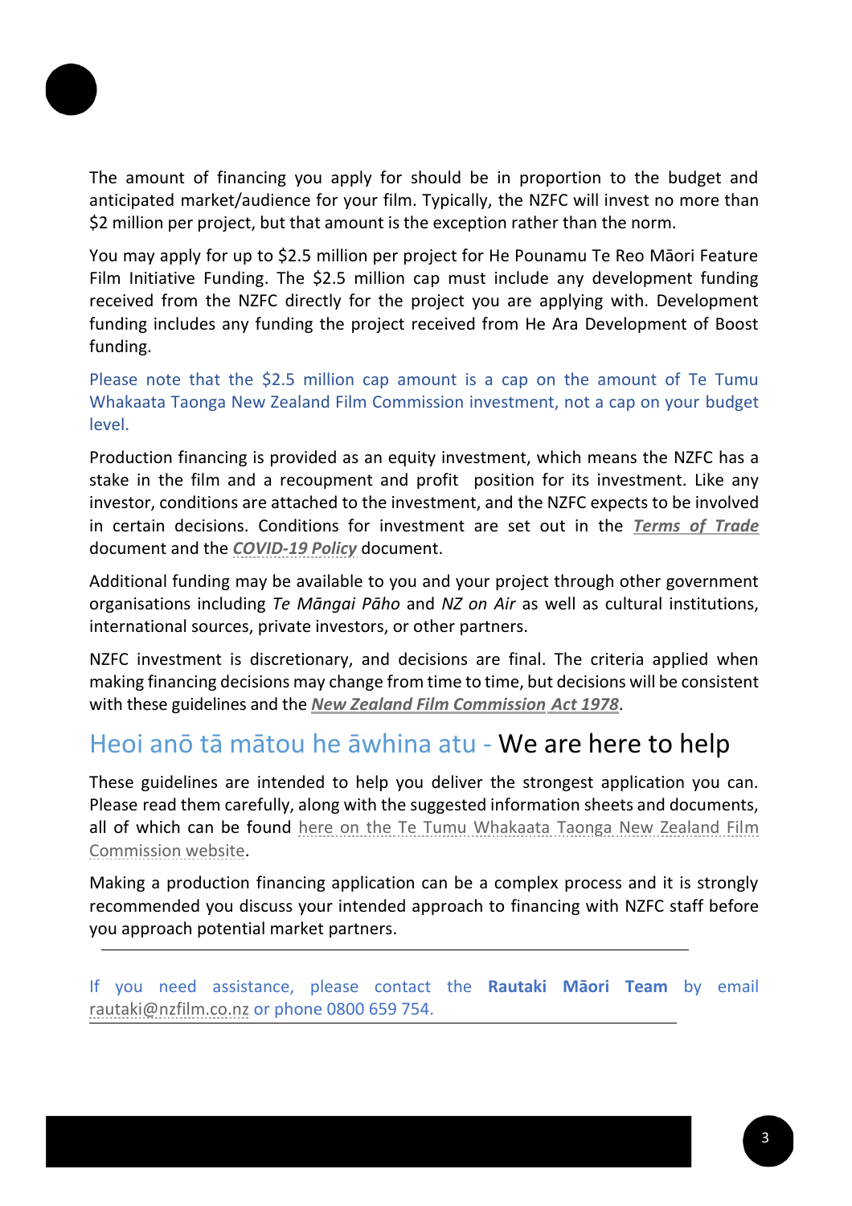The amount of financing you apply for should be in proportion to the budget and anticipated market/audience for your film. Typically, the NZFC will invest no more than $2 million per project, but that amount is the exception rather than the norm.

You may apply for up to $2.5 million per project for He Pounamu Te Reo Māori Feature Film Initiative Funding. The $2.5 million cap must include any development funding received from the NZFC directly for the project you are applying with. Development funding includes any funding the project received from He Ara Development of Boost funding.

Please note that the $2.5 million cap amount is a cap on the amount of Te Tumu Whakaata Taonga New Zealand Film Commission investment, not a cap on your budget level.

Production financing is provided as an equity investment, which means the NZFC has a stake in the film and a recoupment and profit position for its investment. Like any investor, conditions are attached to the investment, and the NZFC expects to be involved in certain decisions. Conditions for investment are set out in the ***Terms of Trade*** document and the ***COVID-19 Policy*** document.

Additional funding may be available to you and your project through other government organisations including *Te Māngai Pāho* and *NZ on Air* as well as cultural institutions, international sources, private investors, or other partners.

NZFC investment is discretionary, and decisions are final. The criteria applied when making financing decisions may change from time to time, but decisions will be consistent with these guidelines and the ***New Zealand Film Commission Act 1978***.

## Heoi anō tā mātou he āwhina atu - We are here to help

These guidelines are intended to help you deliver the strongest application you can. Please read them carefully, along with the suggested information sheets and documents, all of which can be found here on the Te Tumu Whakaata Taonga New Zealand Film Commission website.

Making a production financing application can be a complex process and it is strongly recommended you discuss your intended approach to financing with NZFC staff before you approach potential market partners.

If you need assistance, please contact the **Rautaki Māori Team** by email rautaki@nzfilm.co.nz or phone 0800 659 754.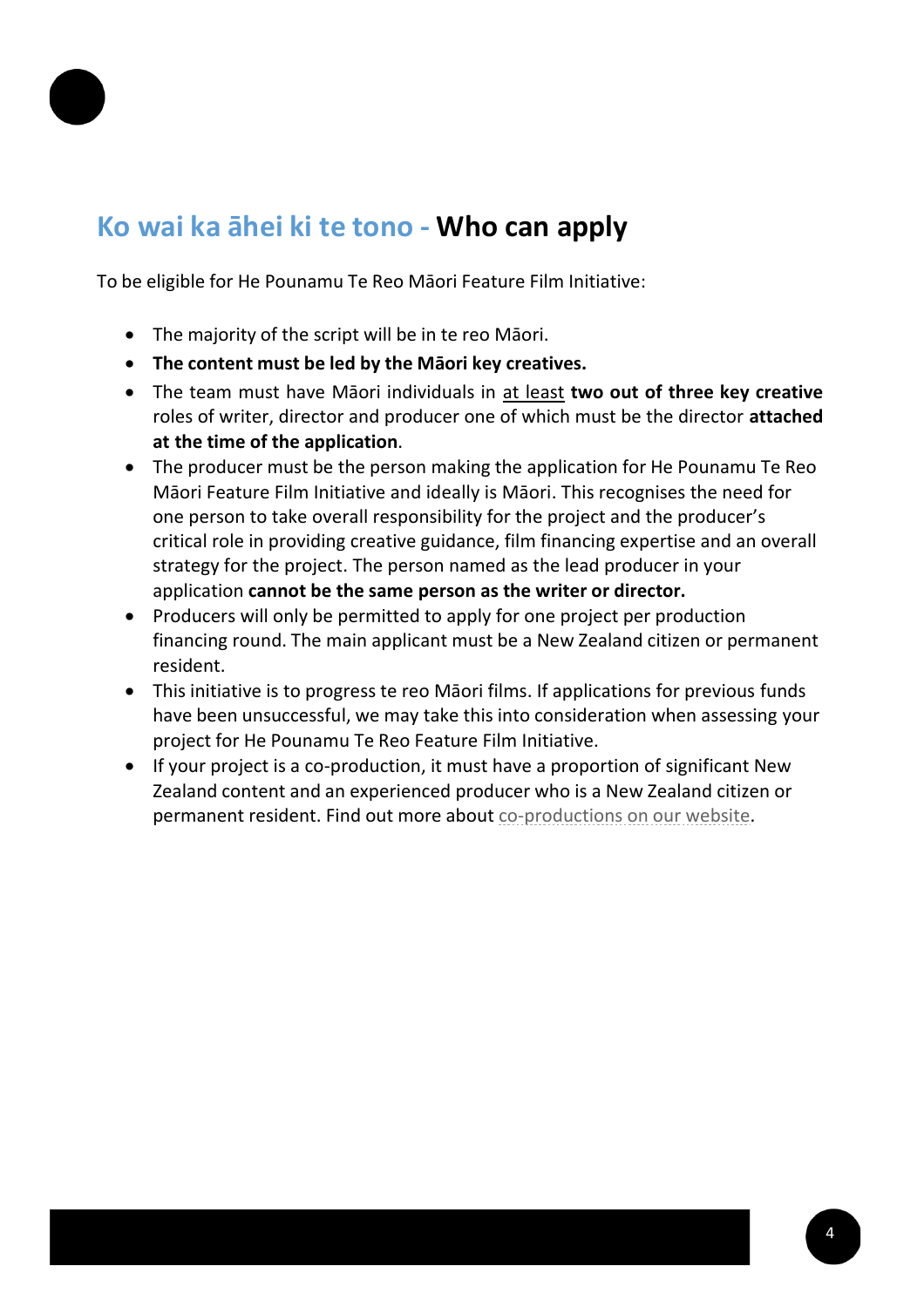## Ko wai ka āhei ki te tono - **Who can apply**

To be eligible for He Pounamu Te Reo Māori Feature Film Initiative:

- The majority of the script will be in te reo Māori.
- **The content must be led by the Māori key creatives.**
- The team must have Māori individuals in at least **two out of three key creative** roles of writer, director and producer one of which must be the director **attached at the time of the application**.
- The producer must be the person making the application for He Pounamu Te Reo Māori Feature Film Initiative and ideally is Māori. This recognises the need for one person to take overall responsibility for the project and the producer's critical role in providing creative guidance, film financing expertise and an overall strategy for the project. The person named as the lead producer in your application **cannot be the same person as the writer or director.**
- Producers will only be permitted to apply for one project per production financing round. The main applicant must be a New Zealand citizen or permanent resident.
- This initiative is to progress te reo Māori films. If applications for previous funds have been unsuccessful, we may take this into consideration when assessing your project for He Pounamu Te Reo Feature Film Initiative.
- If your project is a co-production, it must have a proportion of significant New Zealand content and an experienced producer who is a New Zealand citizen or permanent resident. Find out more about co-productions on our website.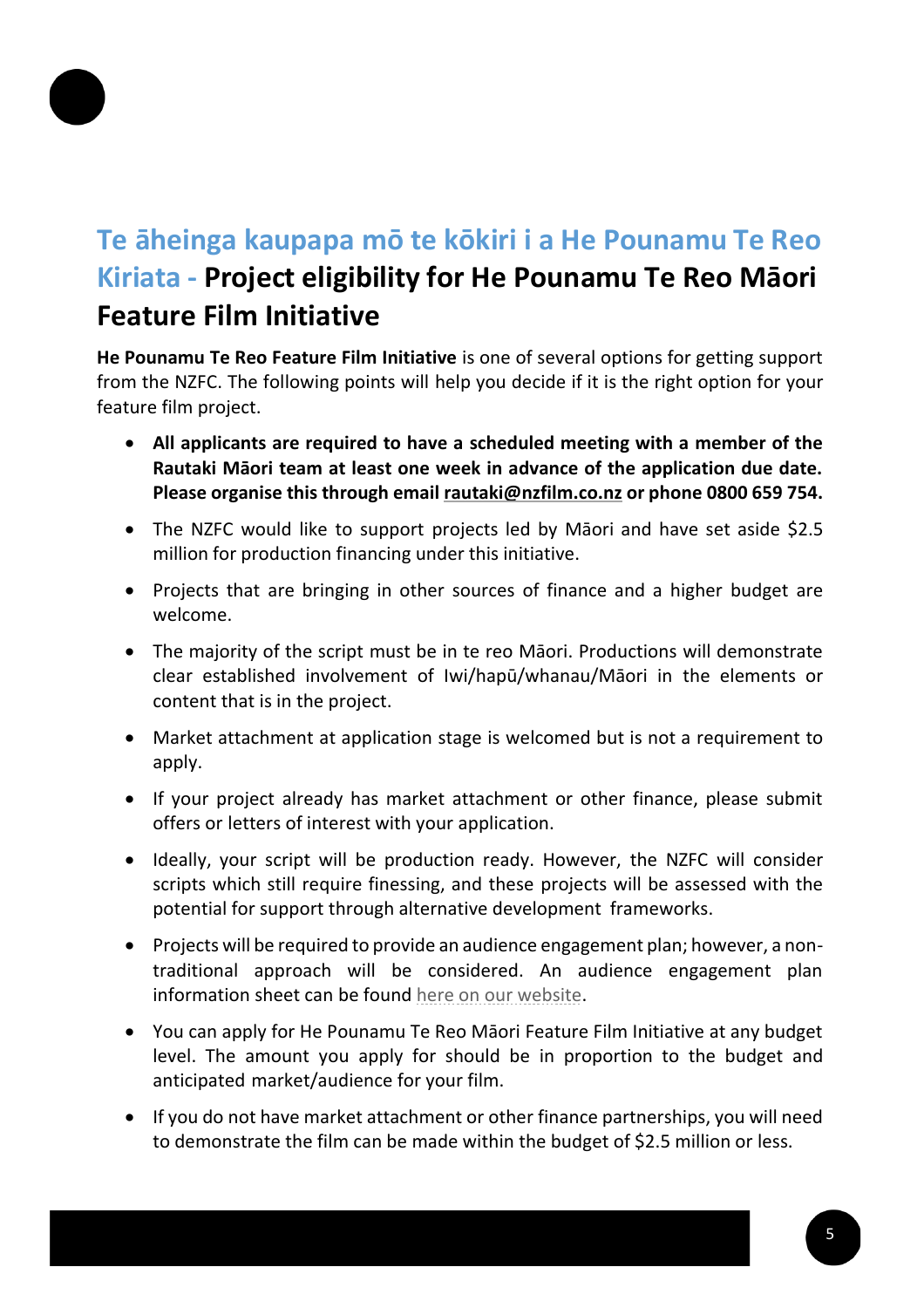# Te āheinga kaupapa mō te kōkiri i a He Pounamu Te Reo Kiriata - Project eligibility for He Pounamu Te Reo Māori Feature Film Initiative

**He Pounamu Te Reo Feature Film Initiative** is one of several options for getting support from the NZFC. The following points will help you decide if it is the right option for your feature film project.

- **All applicants are required to have a scheduled meeting with a member of the Rautaki Māori team at least one week in advance of the application due date. Please organise this through email rautaki@nzfilm.co.nz or phone 0800 659 754.**
- The NZFC would like to support projects led by Māori and have set aside $2.5 million for production financing under this initiative.
- Projects that are bringing in other sources of finance and a higher budget are welcome.
- The majority of the script must be in te reo Māori. Productions will demonstrate clear established involvement of Iwi/hapū/whanau/Māori in the elements or content that is in the project.
- Market attachment at application stage is welcomed but is not a requirement to apply.
- If your project already has market attachment or other finance, please submit offers or letters of interest with your application.
- Ideally, your script will be production ready. However, the NZFC will consider scripts which still require finessing, and these projects will be assessed with the potential for support through alternative development frameworks.
- Projects will be required to provide an audience engagement plan; however, a non-traditional approach will be considered. An audience engagement plan information sheet can be found here on our website.
- You can apply for He Pounamu Te Reo Māori Feature Film Initiative at any budget level. The amount you apply for should be in proportion to the budget and anticipated market/audience for your film.
- If you do not have market attachment or other finance partnerships, you will need to demonstrate the film can be made within the budget of $2.5 million or less.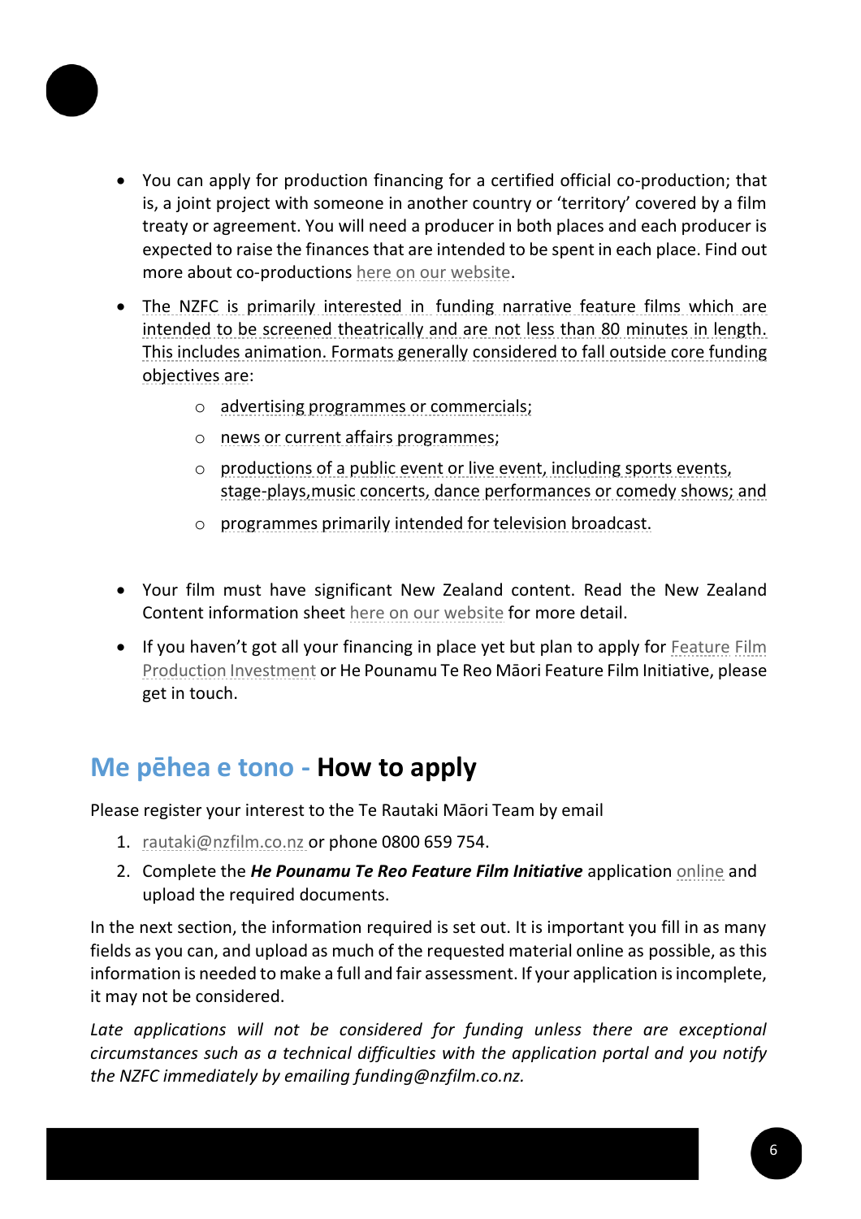- You can apply for production financing for a certified official co-production; that is, a joint project with someone in another country or 'territory' covered by a film treaty or agreement. You will need a producer in both places and each producer is expected to raise the finances that are intended to be spent in each place. Find out more about co-productions here on our website.
- The NZFC is primarily interested in funding narrative feature films which are intended to be screened theatrically and are not less than 80 minutes in length. This includes animation. Formats generally considered to fall outside core funding objectives are:
  - advertising programmes or commercials;
  - news or current affairs programmes;
  - productions of a public event or live event, including sports events, stage-plays,music concerts, dance performances or comedy shows; and
  - programmes primarily intended for television broadcast.
- Your film must have significant New Zealand content. Read the New Zealand Content information sheet here on our website for more detail.
- If you haven't got all your financing in place yet but plan to apply for Feature Film Production Investment or He Pounamu Te Reo Māori Feature Film Initiative, please get in touch.

## Me pēhea e tono - **How to apply**

Please register your interest to the Te Rautaki Māori Team by email

1. rautaki@nzfilm.co.nz or phone 0800 659 754.
2. Complete the ***He Pounamu Te Reo Feature Film Initiative*** application online and upload the required documents.

In the next section, the information required is set out. It is important you fill in as many fields as you can, and upload as much of the requested material online as possible, as this information is needed to make a full and fair assessment. If your application is incomplete, it may not be considered.

*Late applications will not be considered for funding unless there are exceptional circumstances such as a technical difficulties with the application portal and you notify the NZFC immediately by emailing funding@nzfilm.co.nz.*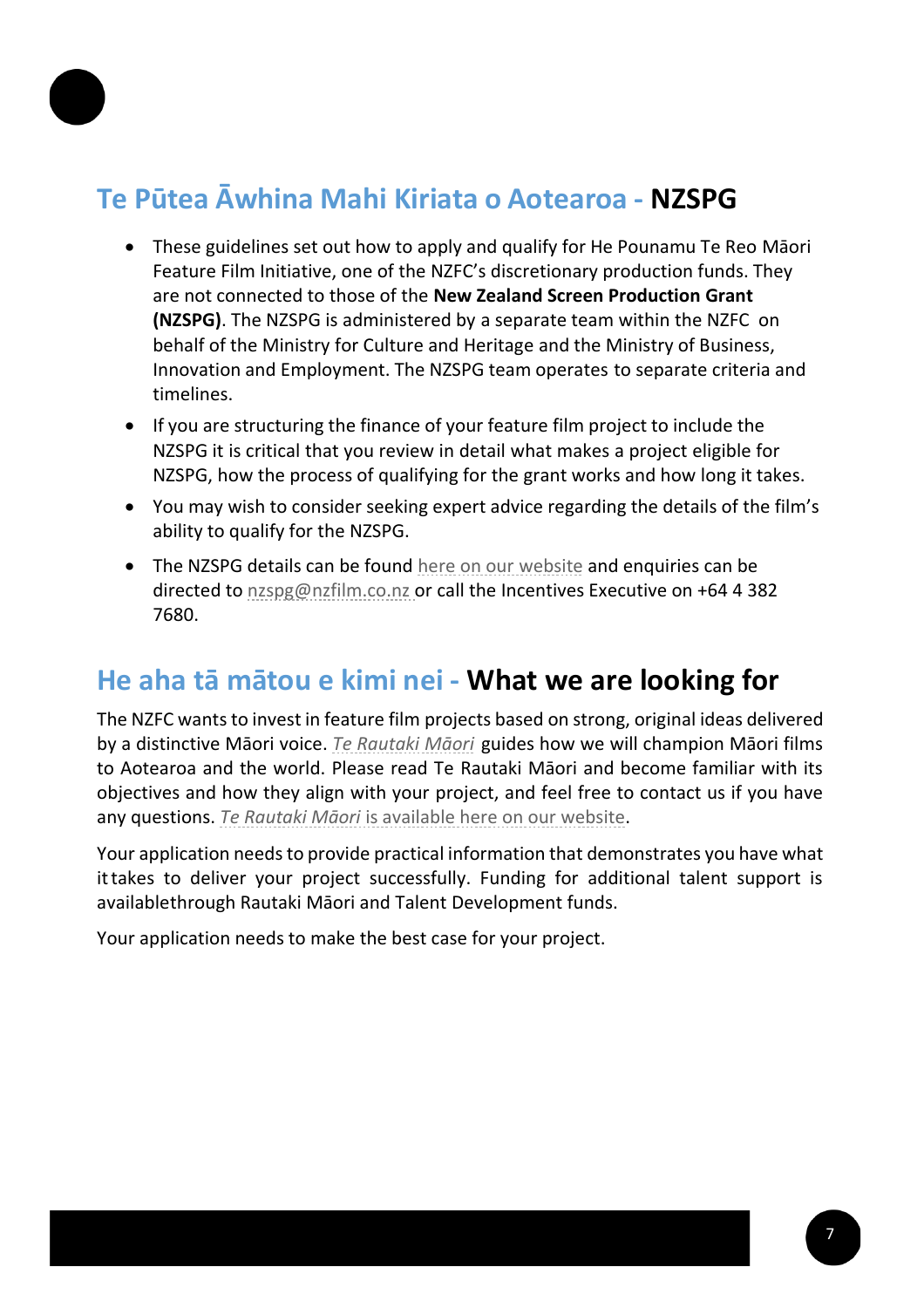## Te Pūtea Āwhina Mahi Kiriata o Aotearoa - NZSPG

- These guidelines set out how to apply and qualify for He Pounamu Te Reo Māori Feature Film Initiative, one of the NZFC's discretionary production funds. They are not connected to those of the **New Zealand Screen Production Grant (NZSPG)**. The NZSPG is administered by a separate team within the NZFC on behalf of the Ministry for Culture and Heritage and the Ministry of Business, Innovation and Employment. The NZSPG team operates to separate criteria and timelines.
- If you are structuring the finance of your feature film project to include the NZSPG it is critical that you review in detail what makes a project eligible for NZSPG, how the process of qualifying for the grant works and how long it takes.
- You may wish to consider seeking expert advice regarding the details of the film's ability to qualify for the NZSPG.
- The NZSPG details can be found here on our website and enquiries can be directed to nzspg@nzfilm.co.nz or call the Incentives Executive on +64 4 382 7680.

## He aha tā mātou e kimi nei - What we are looking for

The NZFC wants to invest in feature film projects based on strong, original ideas delivered by a distinctive Māori voice. *Te Rautaki Māori* guides how we will champion Māori films to Aotearoa and the world. Please read Te Rautaki Māori and become familiar with its objectives and how they align with your project, and feel free to contact us if you have any questions. *Te Rautaki Māori* is available here on our website.

Your application needs to provide practical information that demonstrates you have what it takes to deliver your project successfully. Funding for additional talent support is availablethrough Rautaki Māori and Talent Development funds.

Your application needs to make the best case for your project.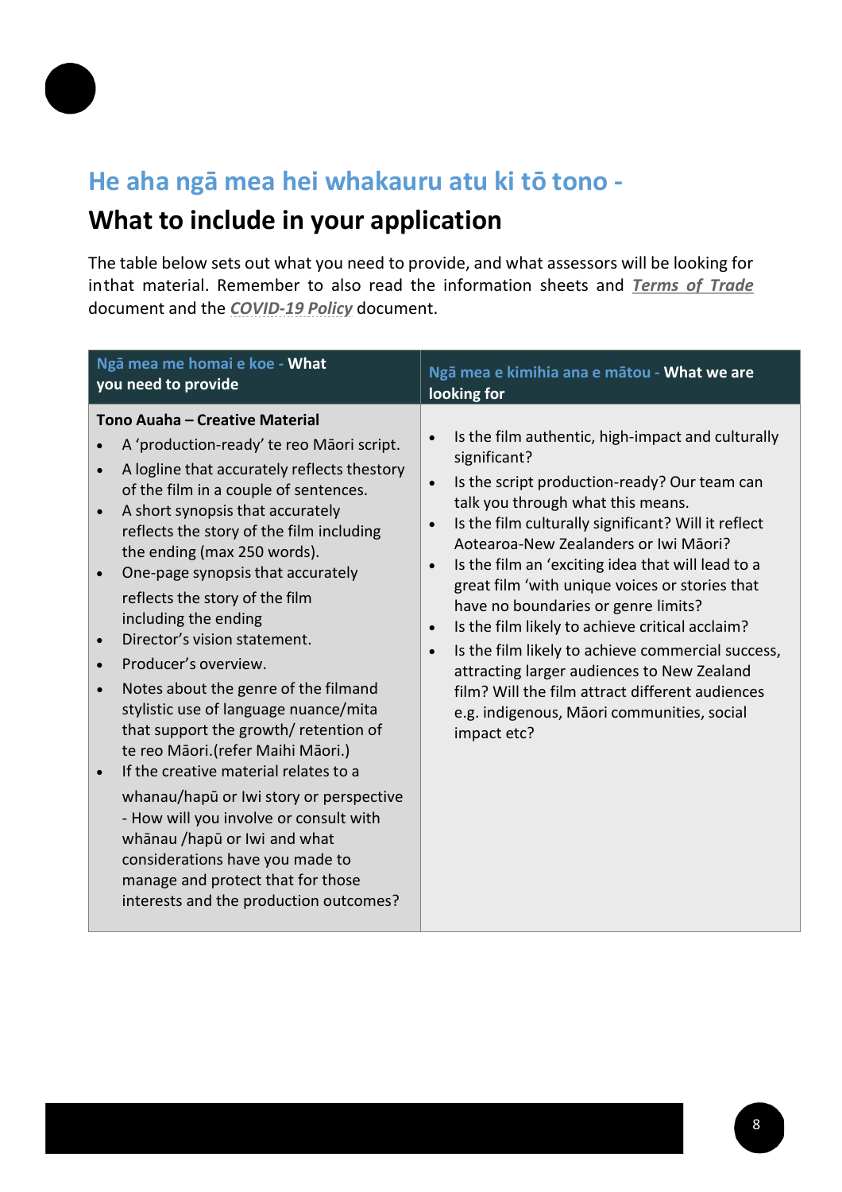## He aha ngā mea hei whakauru atu ki tō tono -

## What to include in your application

The table below sets out what you need to provide, and what assessors will be looking for inthat material. Remember to also read the information sheets and ***Terms of Trade*** document and the ***COVID-19 Policy*** document.

| Ngā mea me homai e koe - **What you need to provide** | Ngā mea e kimihia ana e mātou - **What we are looking for** |
|---|---|
| **Tono Auaha – Creative Material**<br>• A 'production-ready' te reo Māori script.<br>• A logline that accurately reflects thestory of the film in a couple of sentences.<br>• A short synopsis that accurately reflects the story of the film including the ending (max 250 words).<br>• One-page synopsis that accurately reflects the story of the film including the ending<br>• Director's vision statement.<br>• Producer's overview.<br>• Notes about the genre of the filmand stylistic use of language nuance/mita that support the growth/ retention of te reo Māori.(refer Maihi Māori.)<br>• If the creative material relates to a whanau/hapū or Iwi story or perspective - How will you involve or consult with whānau /hapū or Iwi and what considerations have you made to manage and protect that for those interests and the production outcomes? | • Is the film authentic, high-impact and culturally significant?<br>• Is the script production-ready? Our team can talk you through what this means.<br>• Is the film culturally significant? Will it reflect Aotearoa-New Zealanders or Iwi Māori?<br>• Is the film an 'exciting idea that will lead to a great film 'with unique voices or stories that have no boundaries or genre limits?<br>• Is the film likely to achieve critical acclaim?<br>• Is the film likely to achieve commercial success, attracting larger audiences to New Zealand film? Will the film attract different audiences e.g. indigenous, Māori communities, social impact etc? |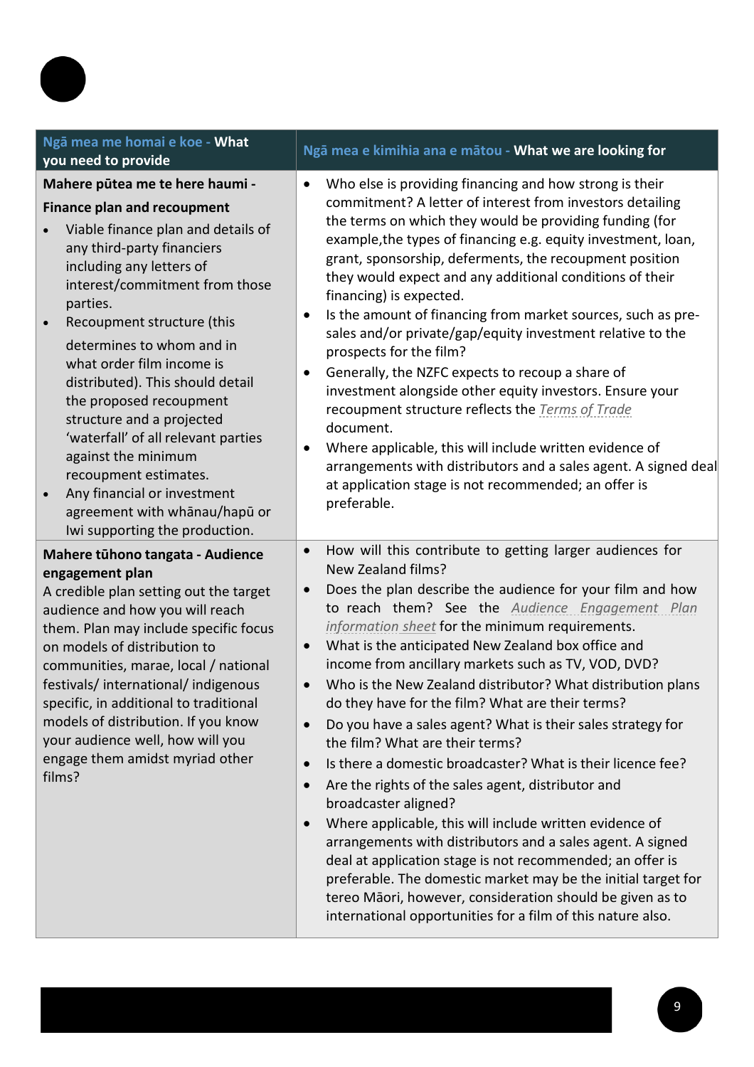| Ngā mea me homai e koe - **What you need to provide** | Ngā mea e kimihia ana e mātou - **What we are looking for** |
|---|---|
| **Mahere pūtea me te here haumi - Finance plan and recoupment**<br><ul><li>Viable finance plan and details of any third-party financiers including any letters of interest/commitment from those parties.</li><li>Recoupment structure (this determines to whom and in what order film income is distributed). This should detail the proposed recoupment structure and a projected 'waterfall' of all relevant parties against the minimum recoupment estimates.</li><li>Any financial or investment agreement with whānau/hapū or Iwi supporting the production.</li></ul> | <ul><li>Who else is providing financing and how strong is their commitment? A letter of interest from investors detailing the terms on which they would be providing funding (for example,the types of financing e.g. equity investment, loan, grant, sponsorship, deferments, the recoupment position they would expect and any additional conditions of their financing) is expected.</li><li>Is the amount of financing from market sources, such as pre-sales and/or private/gap/equity investment relative to the prospects for the film?</li><li>Generally, the NZFC expects to recoup a share of investment alongside other equity investors. Ensure your recoupment structure reflects the *Terms of Trade* document.</li><li>Where applicable, this will include written evidence of arrangements with distributors and a sales agent. A signed deal at application stage is not recommended; an offer is preferable.</li></ul> |
| **Mahere tūhono tangata - Audience engagement plan**<br>A credible plan setting out the target audience and how you will reach them. Plan may include specific focus on models of distribution to communities, marae, local / national festivals/ international/ indigenous specific, in additional to traditional models of distribution. If you know your audience well, how will you engage them amidst myriad other films? | <ul><li>How will this contribute to getting larger audiences for New Zealand films?</li><li>Does the plan describe the audience for your film and how to reach them? See the *Audience Engagement Plan information sheet* for the minimum requirements.</li><li>What is the anticipated New Zealand box office and income from ancillary markets such as TV, VOD, DVD?</li><li>Who is the New Zealand distributor? What distribution plans do they have for the film? What are their terms?</li><li>Do you have a sales agent? What is their sales strategy for the film? What are their terms?</li><li>Is there a domestic broadcaster? What is their licence fee?</li><li>Are the rights of the sales agent, distributor and broadcaster aligned?</li><li>Where applicable, this will include written evidence of arrangements with distributors and a sales agent. A signed deal at application stage is not recommended; an offer is preferable. The domestic market may be the initial target for tereo Māori, however, consideration should be given as to international opportunities for a film of this nature also.</li></ul> |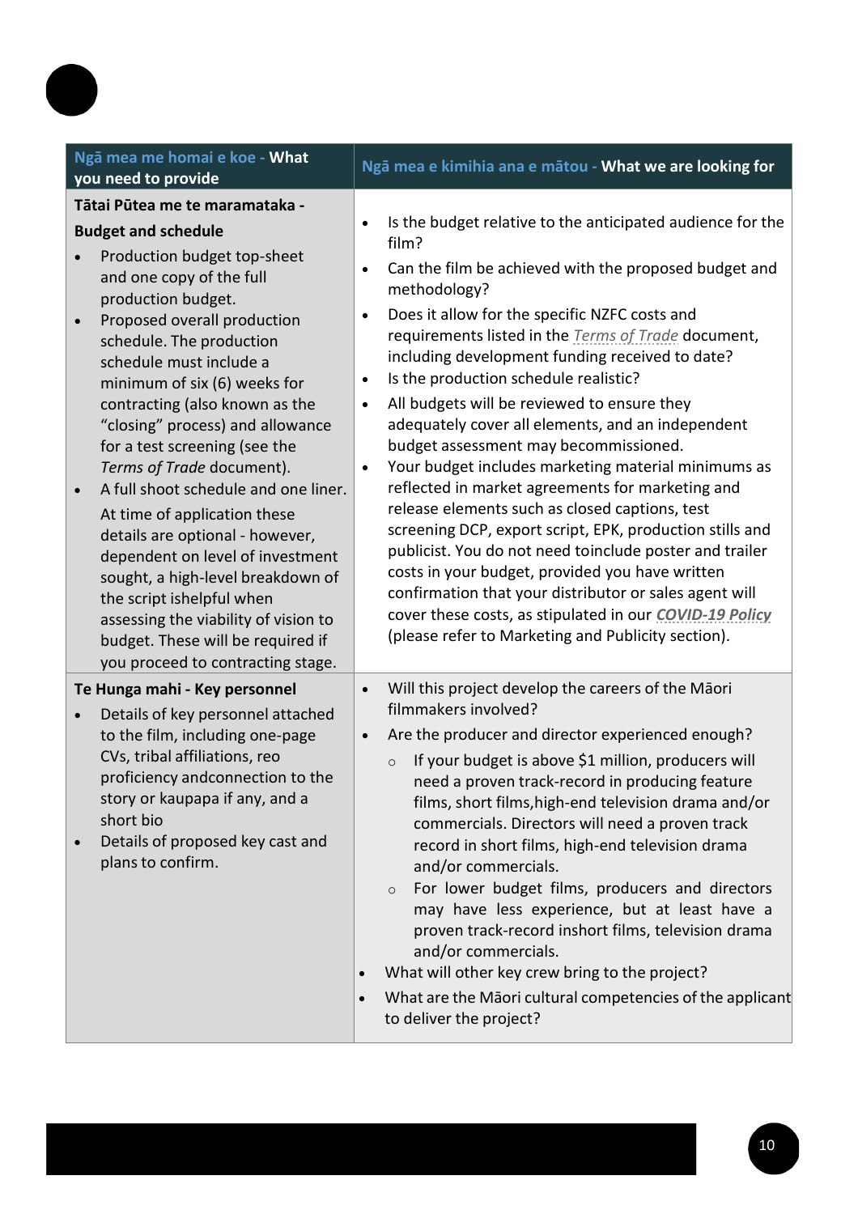| Ngā mea me homai e koe - **What you need to provide** | Ngā mea e kimihia ana e mātou - **What we are looking for** |
|---|---|
| **Tātai Pūtea me te maramataka - Budget and schedule**<br>• Production budget top-sheet and one copy of the full production budget.<br>• Proposed overall production schedule. The production schedule must include a minimum of six (6) weeks for contracting (also known as the "closing" process) and allowance for a test screening (see the *Terms of Trade* document).<br>• A full shoot schedule and one liner.<br>At time of application these details are optional - however, dependent on level of investment sought, a high-level breakdown of the script ishelpful when assessing the viability of vision to budget. These will be required if you proceed to contracting stage. | • Is the budget relative to the anticipated audience for the film?<br>• Can the film be achieved with the proposed budget and methodology?<br>• Does it allow for the specific NZFC costs and requirements listed in the *Terms of Trade* document, including development funding received to date?<br>• Is the production schedule realistic?<br>• All budgets will be reviewed to ensure they adequately cover all elements, and an independent budget assessment may becommissioned.<br>• Your budget includes marketing material minimums as reflected in market agreements for marketing and release elements such as closed captions, test screening DCP, export script, EPK, production stills and publicist. You do not need toinclude poster and trailer costs in your budget, provided you have written confirmation that your distributor or sales agent will cover these costs, as stipulated in our ***COVID-19 Policy*** (please refer to Marketing and Publicity section). |
| **Te Hunga mahi - Key personnel**<br>• Details of key personnel attached to the film, including one-page CVs, tribal affiliations, reo proficiency andconnection to the story or kaupapa if any, and a short bio<br>• Details of proposed key cast and plans to confirm. | • Will this project develop the careers of the Māori filmmakers involved?<br>• Are the producer and director experienced enough?<br>&nbsp;&nbsp;&nbsp;&nbsp;○ If your budget is above $1 million, producers will need a proven track-record in producing feature films, short films,high-end television drama and/or commercials. Directors will need a proven track record in short films, high-end television drama and/or commercials.<br>&nbsp;&nbsp;&nbsp;&nbsp;○ For lower budget films, producers and directors may have less experience, but at least have a proven track-record inshort films, television drama and/or commercials.<br>• What will other key crew bring to the project?<br>• What are the Māori cultural competencies of the applicant to deliver the project? |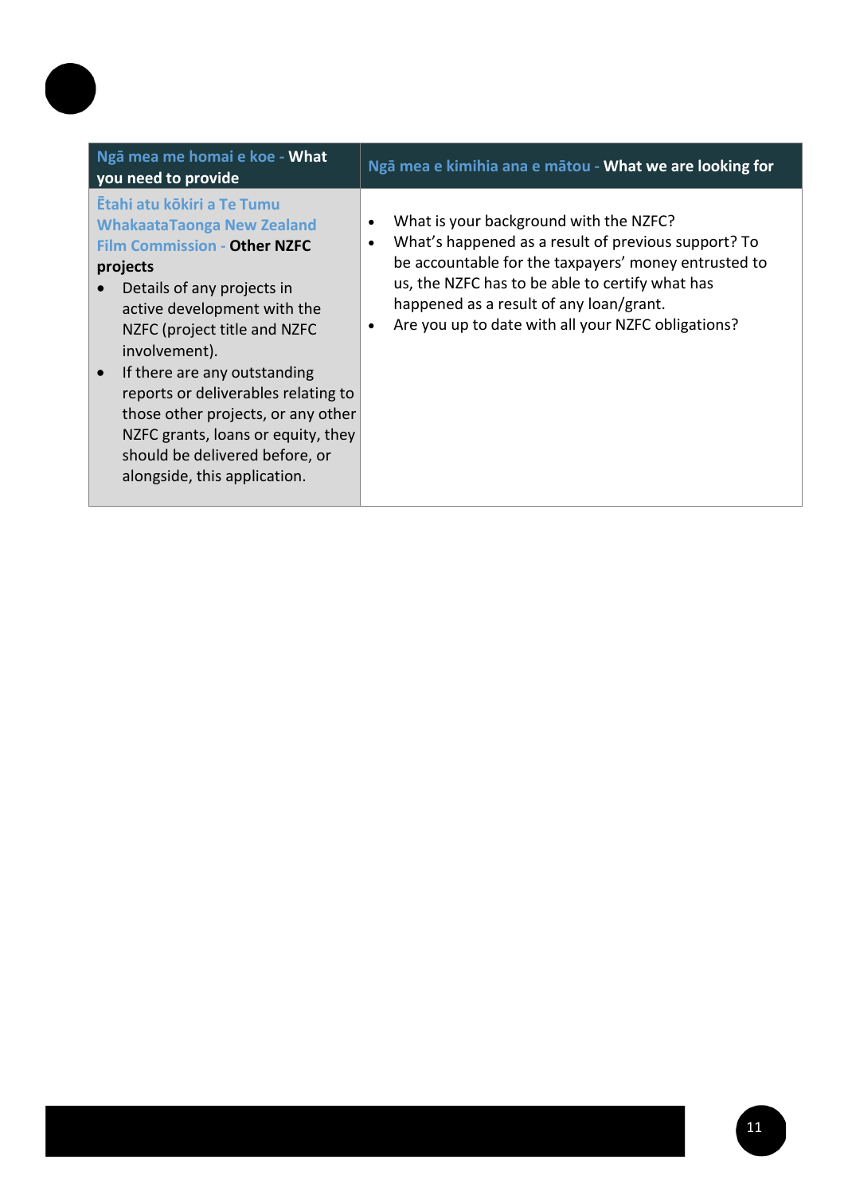| Ngā mea me homai e koe - **What you need to provide** | Ngā mea e kimihia ana e mātou - **What we are looking for** |
| --- | --- |
| Ētahi atu kōkiri a Te Tumu WhakaataTaonga New Zealand Film Commission - **Other NZFC projects**<br>• Details of any projects in active development with the NZFC (project title and NZFC involvement).<br>• If there are any outstanding reports or deliverables relating to those other projects, or any other NZFC grants, loans or equity, they should be delivered before, or alongside, this application. | • What is your background with the NZFC?<br>• What's happened as a result of previous support? To be accountable for the taxpayers' money entrusted to us, the NZFC has to be able to certify what has happened as a result of any loan/grant.<br>• Are you up to date with all your NZFC obligations? |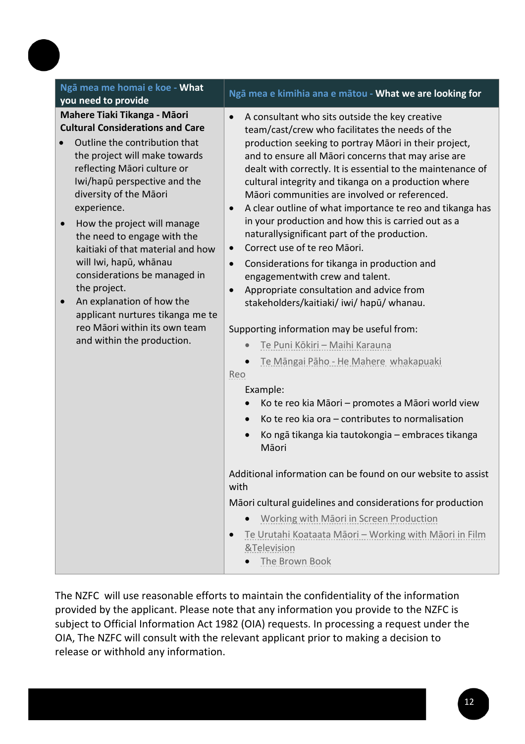| Ngā mea me homai e koe - What you need to provide | Ngā mea e kimihia ana e mātou - What we are looking for |
|---|---|
| **Mahere Tiaki Tikanga - Māori Cultural Considerations and Care**<br>• Outline the contribution that the project will make towards reflecting Māori culture or Iwi/hapū perspective and the diversity of the Māori experience.<br>• How the project will manage the need to engage with the kaitiaki of that material and how will Iwi, hapū, whānau considerations be managed in the project.<br>• An explanation of how the applicant nurtures tikanga me te reo Māori within its own team and within the production. | • A consultant who sits outside the key creative team/cast/crew who facilitates the needs of the production seeking to portray Māori in their project, and to ensure all Māori concerns that may arise are dealt with correctly. It is essential to the maintenance of cultural integrity and tikanga on a production where Māori communities are involved or referenced.<br>• A clear outline of what importance te reo and tikanga has in your production and how this is carried out as a naturallysignificant part of the production.<br>• Correct use of te reo Māori.<br>• Considerations for tikanga in production and engagementwith crew and talent.<br>• Appropriate consultation and advice from stakeholders/kaitiaki/ iwi/ hapū/ whanau.<br><br>Supporting information may be useful from:<br>• Te Puni Kōkiri – Maihi Karauna<br>• Te Māngai Pāho - He Mahere whakapuaki Reo<br><br>Example:<br>• Ko te reo kia Māori – promotes a Māori world view<br>• Ko te reo kia ora – contributes to normalisation<br>• Ko ngā tikanga kia tautokongia – embraces tikanga Māori<br><br>Additional information can be found on our website to assist with<br>Māori cultural guidelines and considerations for production<br>• Working with Māori in Screen Production<br>• Te Urutahi Koataata Māori – Working with Māori in Film &Television<br>• The Brown Book |

The NZFC will use reasonable efforts to maintain the confidentiality of the information provided by the applicant. Please note that any information you provide to the NZFC is subject to Official Information Act 1982 (OIA) requests. In processing a request under the OIA, The NZFC will consult with the relevant applicant prior to making a decision to release or withhold any information.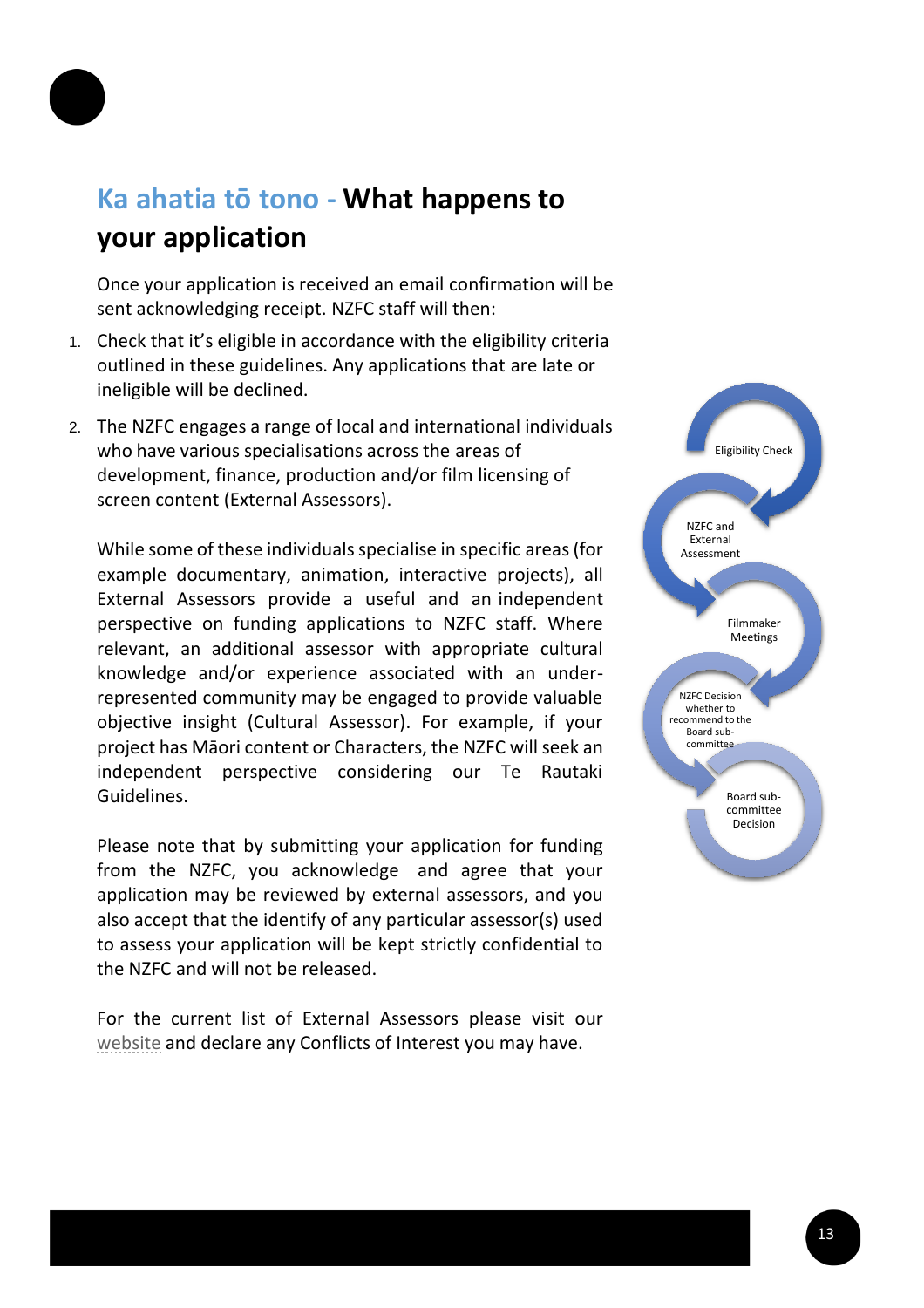## Ka ahatia tō tono - **What happens to your application**

Once your application is received an email confirmation will be sent acknowledging receipt. NZFC staff will then:

1. Check that it's eligible in accordance with the eligibility criteria outlined in these guidelines. Any applications that are late or ineligible will be declined.
2. The NZFC engages a range of local and international individuals who have various specialisations across the areas of development, finance, production and/or film licensing of screen content (External Assessors).

   While some of these individuals specialise in specific areas (for example documentary, animation, interactive projects), all External Assessors provide a useful and an independent perspective on funding applications to NZFC staff. Where relevant, an additional assessor with appropriate cultural knowledge and/or experience associated with an under-represented community may be engaged to provide valuable objective insight (Cultural Assessor). For example, if your project has Māori content or Characters, the NZFC will seek an independent perspective considering our Te Rautaki Guidelines.

   Please note that by submitting your application for funding from the NZFC, you acknowledge and agree that your application may be reviewed by external assessors, and you also accept that the identify of any particular assessor(s) used to assess your application will be kept strictly confidential to the NZFC and will not be released.

   For the current list of External Assessors please visit our website and declare any Conflicts of Interest you may have.

Eligibility Check → NZFC and External Assessment → Filmmaker Meetings → NZFC Decision whether to recommend to the Board sub-committee → Board sub-committee Decision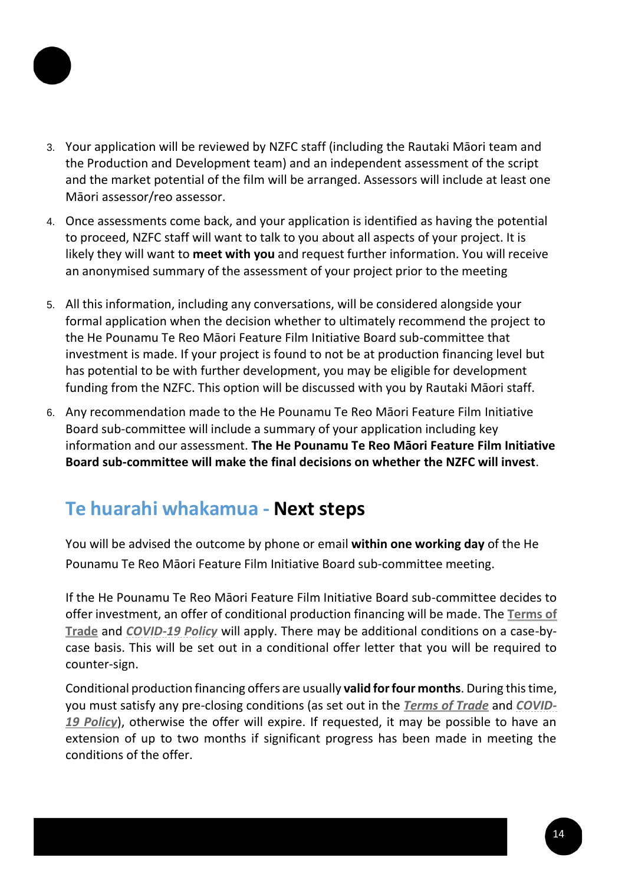3. Your application will be reviewed by NZFC staff (including the Rautaki Māori team and the Production and Development team) and an independent assessment of the script and the market potential of the film will be arranged. Assessors will include at least one Māori assessor/reo assessor.

4. Once assessments come back, and your application is identified as having the potential to proceed, NZFC staff will want to talk to you about all aspects of your project. It is likely they will want to **meet with you** and request further information. You will receive an anonymised summary of the assessment of your project prior to the meeting

5. All this information, including any conversations, will be considered alongside your formal application when the decision whether to ultimately recommend the project to the He Pounamu Te Reo Māori Feature Film Initiative Board sub-committee that investment is made. If your project is found to not be at production financing level but has potential to be with further development, you may be eligible for development funding from the NZFC. This option will be discussed with you by Rautaki Māori staff.

6. Any recommendation made to the He Pounamu Te Reo Māori Feature Film Initiative Board sub-committee will include a summary of your application including key information and our assessment. **The He Pounamu Te Reo Māori Feature Film Initiative Board sub-committee will make the final decisions on whether the NZFC will invest**.

## Te huarahi whakamua - **Next steps**

You will be advised the outcome by phone or email **within one working day** of the He Pounamu Te Reo Māori Feature Film Initiative Board sub-committee meeting.

If the He Pounamu Te Reo Māori Feature Film Initiative Board sub-committee decides to offer investment, an offer of conditional production financing will be made. The **Terms of Trade** and ***COVID-19 Policy*** will apply. There may be additional conditions on a case-by-case basis. This will be set out in a conditional offer letter that you will be required to counter-sign.

Conditional production financing offers are usually **valid for four months**. During this time, you must satisfy any pre-closing conditions (as set out in the ***Terms of Trade*** and ***COVID-19 Policy***), otherwise the offer will expire. If requested, it may be possible to have an extension of up to two months if significant progress has been made in meeting the conditions of the offer.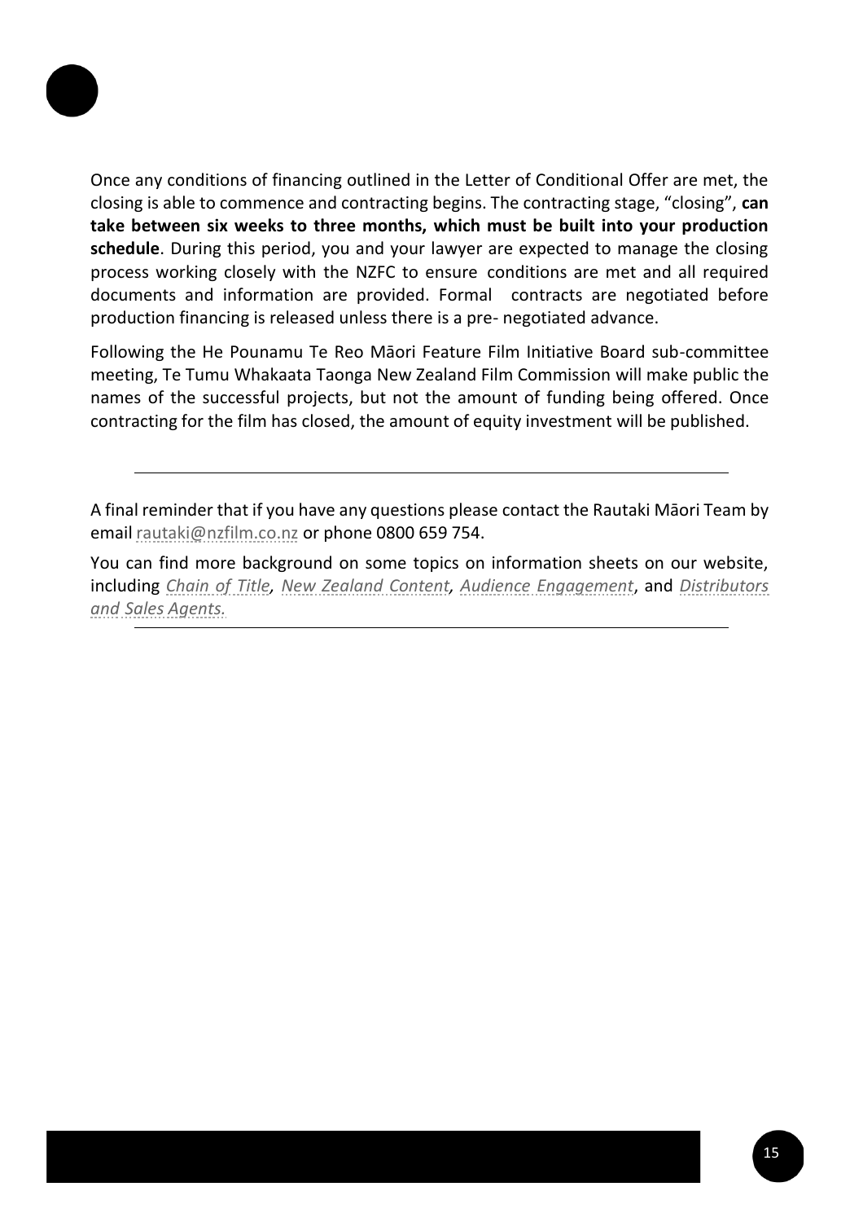Once any conditions of financing outlined in the Letter of Conditional Offer are met, the closing is able to commence and contracting begins. The contracting stage, "closing", **can take between six weeks to three months, which must be built into your production schedule**. During this period, you and your lawyer are expected to manage the closing process working closely with the NZFC to ensure conditions are met and all required documents and information are provided. Formal contracts are negotiated before production financing is released unless there is a pre- negotiated advance.

Following the He Pounamu Te Reo Māori Feature Film Initiative Board sub-committee meeting, Te Tumu Whakaata Taonga New Zealand Film Commission will make public the names of the successful projects, but not the amount of funding being offered. Once contracting for the film has closed, the amount of equity investment will be published.

---

A final reminder that if you have any questions please contact the Rautaki Māori Team by email rautaki@nzfilm.co.nz or phone 0800 659 754.

You can find more background on some topics on information sheets on our website, including *Chain of Title*, *New Zealand Content*, *Audience Engagement*, and *Distributors and Sales Agents.*

---